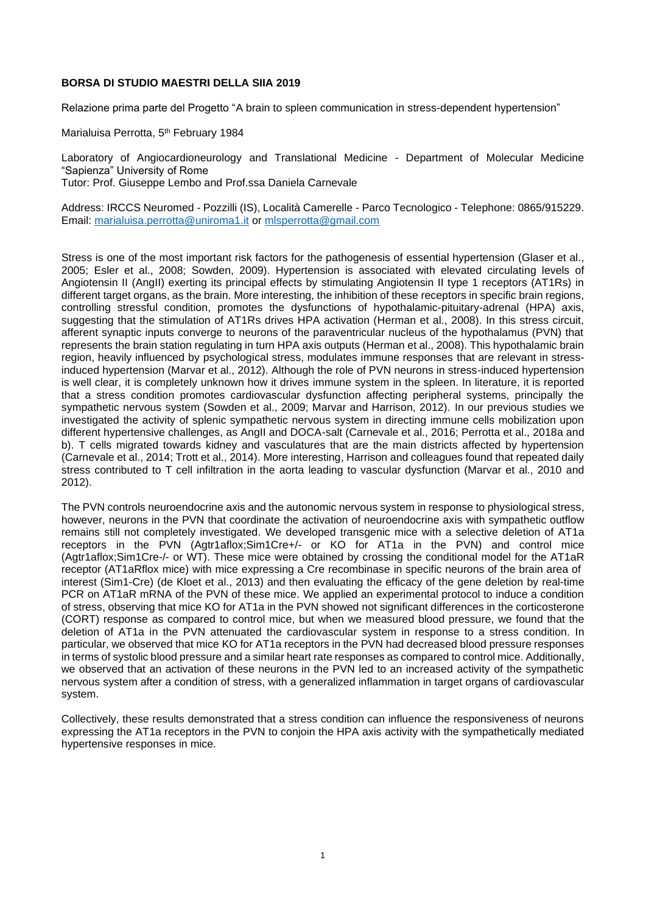**BORSA DI STUDIO MAESTRI DELLA SIIA 2019**

Relazione prima parte del Progetto "A brain to spleen communication in stress-dependent hypertension"

Marialuisa Perrotta, 5th February 1984

Laboratory of Angiocardioneurology and Translational Medicine - Department of Molecular Medicine "Sapienza" University of Rome
Tutor: Prof. Giuseppe Lembo and Prof.ssa Daniela Carnevale

Address: IRCCS Neuromed - Pozzilli (IS), Località Camerelle - Parco Tecnologico - Telephone: 0865/915229.
Email: marialuisa.perrotta@uniroma1.it or mlsperrotta@gmail.com

Stress is one of the most important risk factors for the pathogenesis of essential hypertension (Glaser et al., 2005; Esler et al., 2008; Sowden, 2009). Hypertension is associated with elevated circulating levels of Angiotensin II (AngII) exerting its principal effects by stimulating Angiotensin II type 1 receptors (AT1Rs) in different target organs, as the brain. More interesting, the inhibition of these receptors in specific brain regions, controlling stressful condition, promotes the dysfunctions of hypothalamic-pituitary-adrenal (HPA) axis, suggesting that the stimulation of AT1Rs drives HPA activation (Herman et al., 2008). In this stress circuit, afferent synaptic inputs converge to neurons of the paraventricular nucleus of the hypothalamus (PVN) that represents the brain station regulating in turn HPA axis outputs (Herman et al., 2008). This hypothalamic brain region, heavily influenced by psychological stress, modulates immune responses that are relevant in stress-induced hypertension (Marvar et al., 2012). Although the role of PVN neurons in stress-induced hypertension is well clear, it is completely unknown how it drives immune system in the spleen. In literature, it is reported that a stress condition promotes cardiovascular dysfunction affecting peripheral systems, principally the sympathetic nervous system (Sowden et al., 2009; Marvar and Harrison, 2012). In our previous studies we investigated the activity of splenic sympathetic nervous system in directing immune cells mobilization upon different hypertensive challenges, as AngII and DOCA-salt (Carnevale et al., 2016; Perrotta et al., 2018a and b). T cells migrated towards kidney and vasculatures that are the main districts affected by hypertension (Carnevale et al., 2014; Trott et al., 2014). More interesting, Harrison and colleagues found that repeated daily stress contributed to T cell infiltration in the aorta leading to vascular dysfunction (Marvar et al., 2010 and 2012).

The PVN controls neuroendocrine axis and the autonomic nervous system in response to physiological stress, however, neurons in the PVN that coordinate the activation of neuroendocrine axis with sympathetic outflow remains still not completely investigated. We developed transgenic mice with a selective deletion of AT1a receptors in the PVN (Agtr1aflox;Sim1Cre+/- or KO for AT1a in the PVN) and control mice (Agtr1aflox;Sim1Cre-/- or WT). These mice were obtained by crossing the conditional model for the AT1aR receptor (AT1aRflox mice) with mice expressing a Cre recombinase in specific neurons of the brain area of interest (Sim1-Cre) (de Kloet et al., 2013) and then evaluating the efficacy of the gene deletion by real-time PCR on AT1aR mRNA of the PVN of these mice. We applied an experimental protocol to induce a condition of stress, observing that mice KO for AT1a in the PVN showed not significant differences in the corticosterone (CORT) response as compared to control mice, but when we measured blood pressure, we found that the deletion of AT1a in the PVN attenuated the cardiovascular system in response to a stress condition. In particular, we observed that mice KO for AT1a receptors in the PVN had decreased blood pressure responses in terms of systolic blood pressure and a similar heart rate responses as compared to control mice. Additionally, we observed that an activation of these neurons in the PVN led to an increased activity of the sympathetic nervous system after a condition of stress, with a generalized inflammation in target organs of cardiovascular system.

Collectively, these results demonstrated that a stress condition can influence the responsiveness of neurons expressing the AT1a receptors in the PVN to conjoin the HPA axis activity with the sympathetically mediated hypertensive responses in mice.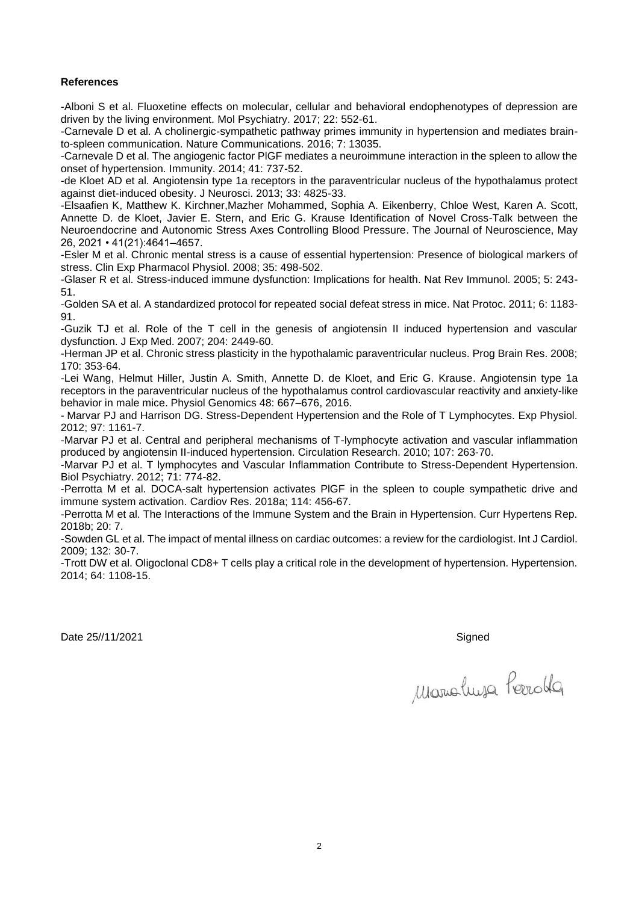**References**

-Alboni S et al. Fluoxetine effects on molecular, cellular and behavioral endophenotypes of depression are driven by the living environment. Mol Psychiatry. 2017; 22: 552-61.

-Carnevale D et al. A cholinergic-sympathetic pathway primes immunity in hypertension and mediates brain-to-spleen communication. Nature Communications. 2016; 7: 13035.

-Carnevale D et al. The angiogenic factor PlGF mediates a neuroimmune interaction in the spleen to allow the onset of hypertension. Immunity. 2014; 41: 737-52.

-de Kloet AD et al. Angiotensin type 1a receptors in the paraventricular nucleus of the hypothalamus protect against diet-induced obesity. J Neurosci. 2013; 33: 4825-33.

-Elsaafien K, Matthew K. Kirchner,Mazher Mohammed, Sophia A. Eikenberry, Chloe West, Karen A. Scott, Annette D. de Kloet, Javier E. Stern, and Eric G. Krause Identification of Novel Cross-Talk between the Neuroendocrine and Autonomic Stress Axes Controlling Blood Pressure. The Journal of Neuroscience, May 26, 2021 • 41(21):4641–4657.

-Esler M et al. Chronic mental stress is a cause of essential hypertension: Presence of biological markers of stress. Clin Exp Pharmacol Physiol. 2008; 35: 498-502.

-Glaser R et al. Stress-induced immune dysfunction: Implications for health. Nat Rev Immunol. 2005; 5: 243-51.

-Golden SA et al. A standardized protocol for repeated social defeat stress in mice. Nat Protoc. 2011; 6: 1183-91.

-Guzik TJ et al. Role of the T cell in the genesis of angiotensin II induced hypertension and vascular dysfunction. J Exp Med. 2007; 204: 2449-60.

-Herman JP et al. Chronic stress plasticity in the hypothalamic paraventricular nucleus. Prog Brain Res. 2008; 170: 353-64.

-Lei Wang, Helmut Hiller, Justin A. Smith, Annette D. de Kloet, and Eric G. Krause. Angiotensin type 1a receptors in the paraventricular nucleus of the hypothalamus control cardiovascular reactivity and anxiety-like behavior in male mice. Physiol Genomics 48: 667–676, 2016.

- Marvar PJ and Harrison DG. Stress-Dependent Hypertension and the Role of T Lymphocytes. Exp Physiol. 2012; 97: 1161-7.

-Marvar PJ et al. Central and peripheral mechanisms of T-lymphocyte activation and vascular inflammation produced by angiotensin II-induced hypertension. Circulation Research. 2010; 107: 263-70.

-Marvar PJ et al. T lymphocytes and Vascular Inflammation Contribute to Stress-Dependent Hypertension. Biol Psychiatry. 2012; 71: 774-82.

-Perrotta M et al. DOCA-salt hypertension activates PlGF in the spleen to couple sympathetic drive and immune system activation. Cardiov Res. 2018a; 114: 456-67.

-Perrotta M et al. The Interactions of the Immune System and the Brain in Hypertension. Curr Hypertens Rep. 2018b; 20: 7.

-Sowden GL et al. The impact of mental illness on cardiac outcomes: a review for the cardiologist. Int J Cardiol. 2009; 132: 30-7.

-Trott DW et al. Oligoclonal CD8+ T cells play a critical role in the development of hypertension. Hypertension. 2014; 64: 1108-15.

Date 25//11/2021

Signed

Marialuisa Perrotta